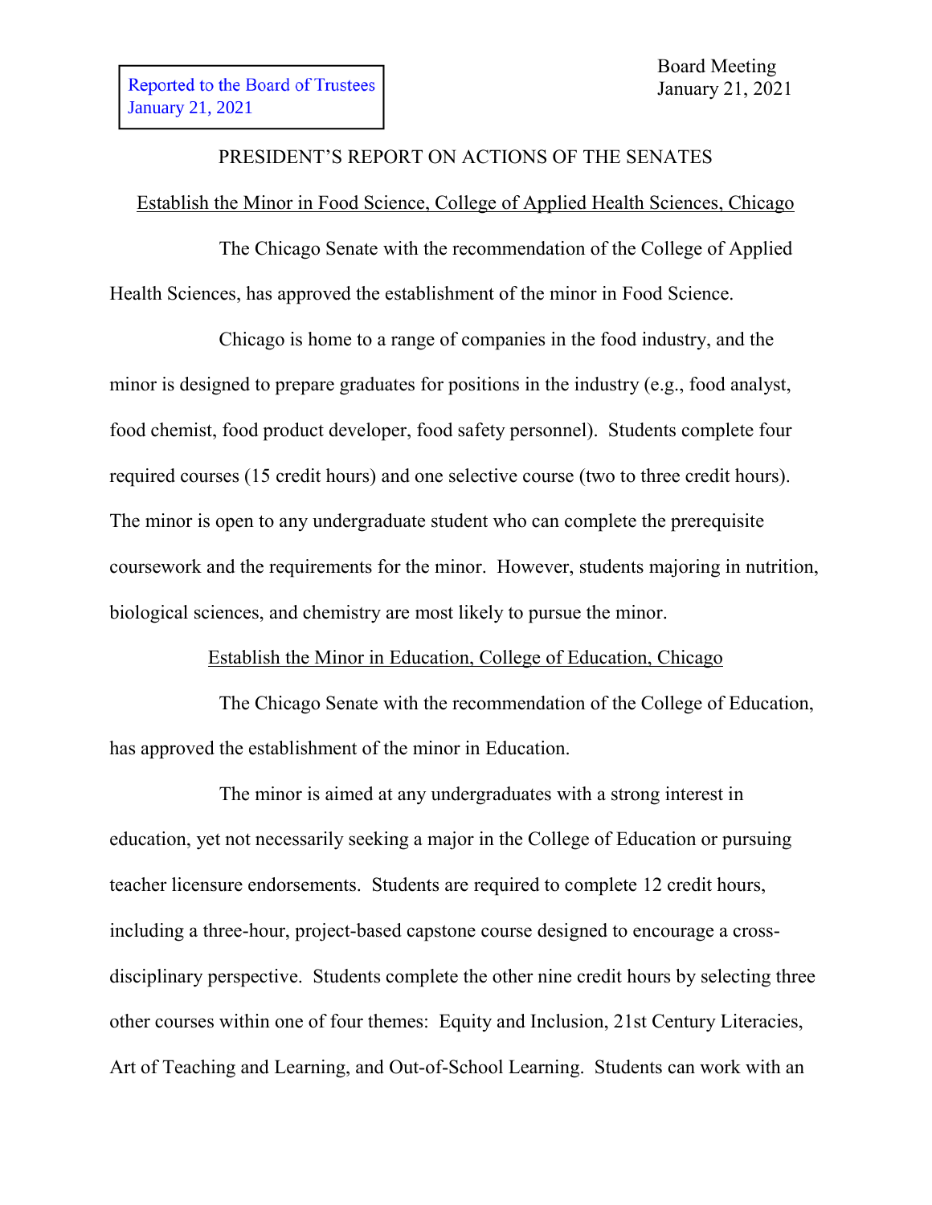Reported to the Board of Trustees
January 21, 2021

Board Meeting
January 21, 2021

# PRESIDENT'S REPORT ON ACTIONS OF THE SENATES

## Establish the Minor in Food Science, College of Applied Health Sciences, Chicago

The Chicago Senate with the recommendation of the College of Applied Health Sciences, has approved the establishment of the minor in Food Science.

Chicago is home to a range of companies in the food industry, and the minor is designed to prepare graduates for positions in the industry (e.g., food analyst, food chemist, food product developer, food safety personnel). Students complete four required courses (15 credit hours) and one selective course (two to three credit hours). The minor is open to any undergraduate student who can complete the prerequisite coursework and the requirements for the minor. However, students majoring in nutrition, biological sciences, and chemistry are most likely to pursue the minor.

## Establish the Minor in Education, College of Education, Chicago

The Chicago Senate with the recommendation of the College of Education, has approved the establishment of the minor in Education.

The minor is aimed at any undergraduates with a strong interest in education, yet not necessarily seeking a major in the College of Education or pursuing teacher licensure endorsements. Students are required to complete 12 credit hours, including a three-hour, project-based capstone course designed to encourage a cross-disciplinary perspective. Students complete the other nine credit hours by selecting three other courses within one of four themes: Equity and Inclusion, 21st Century Literacies, Art of Teaching and Learning, and Out-of-School Learning. Students can work with an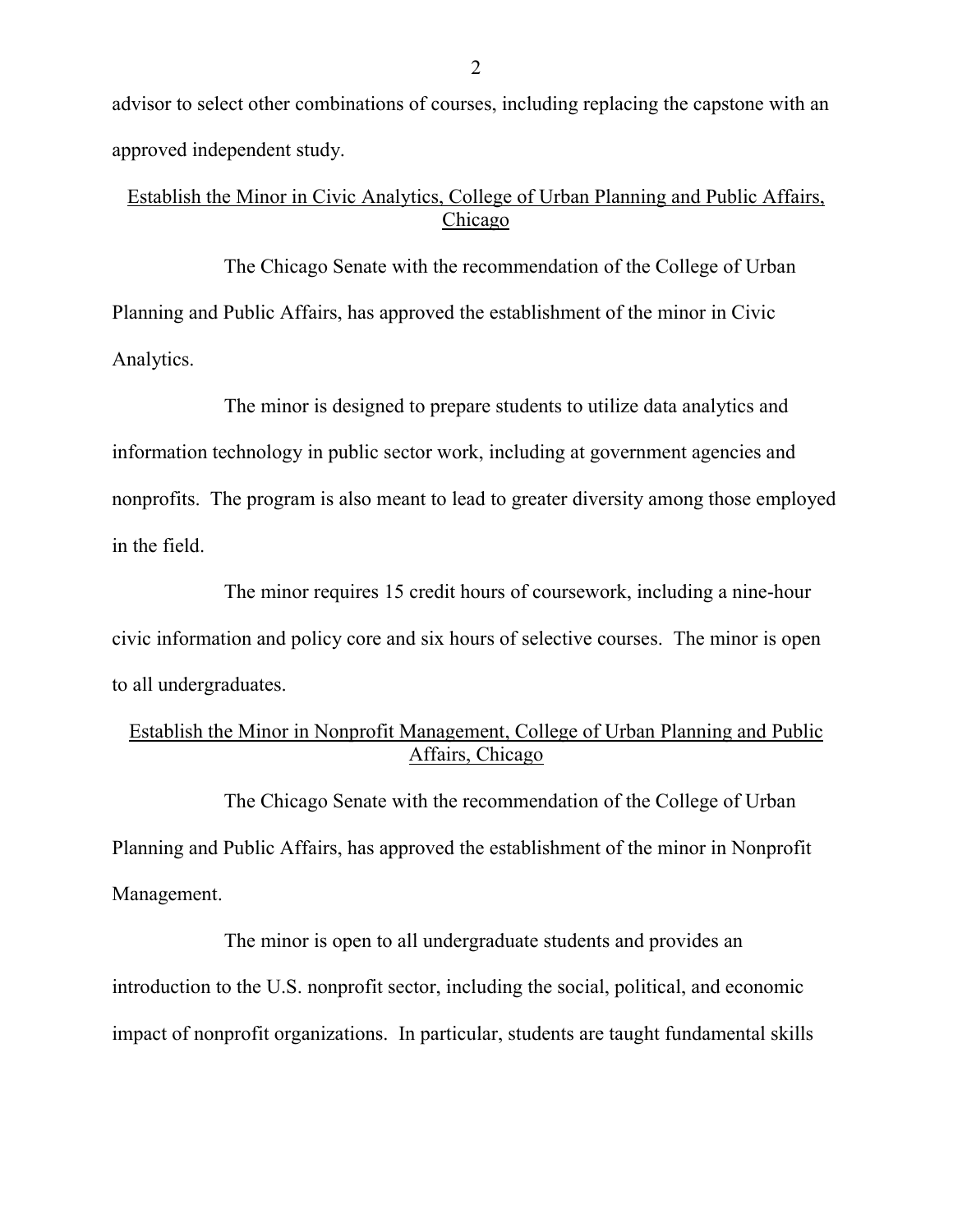advisor to select other combinations of courses, including replacing the capstone with an approved independent study.

<u>Establish the Minor in Civic Analytics, College of Urban Planning and Public Affairs, Chicago</u>

The Chicago Senate with the recommendation of the College of Urban Planning and Public Affairs, has approved the establishment of the minor in Civic Analytics.

The minor is designed to prepare students to utilize data analytics and information technology in public sector work, including at government agencies and nonprofits. The program is also meant to lead to greater diversity among those employed in the field.

The minor requires 15 credit hours of coursework, including a nine-hour civic information and policy core and six hours of selective courses. The minor is open to all undergraduates.

<u>Establish the Minor in Nonprofit Management, College of Urban Planning and Public Affairs, Chicago</u>

The Chicago Senate with the recommendation of the College of Urban Planning and Public Affairs, has approved the establishment of the minor in Nonprofit Management.

The minor is open to all undergraduate students and provides an introduction to the U.S. nonprofit sector, including the social, political, and economic impact of nonprofit organizations. In particular, students are taught fundamental skills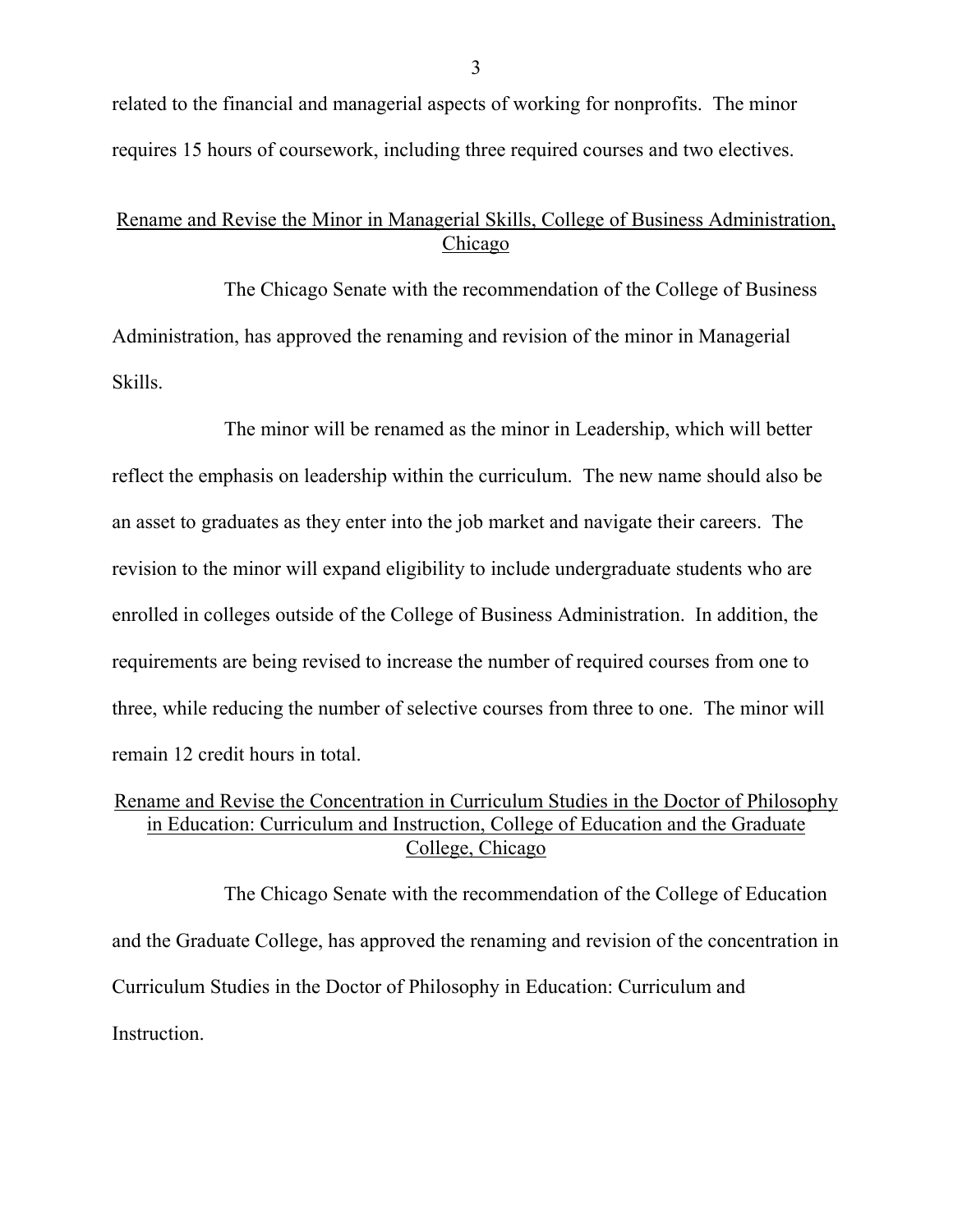related to the financial and managerial aspects of working for nonprofits. The minor requires 15 hours of coursework, including three required courses and two electives.

## Rename and Revise the Minor in Managerial Skills, College of Business Administration, Chicago

The Chicago Senate with the recommendation of the College of Business Administration, has approved the renaming and revision of the minor in Managerial Skills.

The minor will be renamed as the minor in Leadership, which will better reflect the emphasis on leadership within the curriculum. The new name should also be an asset to graduates as they enter into the job market and navigate their careers. The revision to the minor will expand eligibility to include undergraduate students who are enrolled in colleges outside of the College of Business Administration. In addition, the requirements are being revised to increase the number of required courses from one to three, while reducing the number of selective courses from three to one. The minor will remain 12 credit hours in total.

## Rename and Revise the Concentration in Curriculum Studies in the Doctor of Philosophy in Education: Curriculum and Instruction, College of Education and the Graduate College, Chicago

The Chicago Senate with the recommendation of the College of Education and the Graduate College, has approved the renaming and revision of the concentration in Curriculum Studies in the Doctor of Philosophy in Education: Curriculum and Instruction.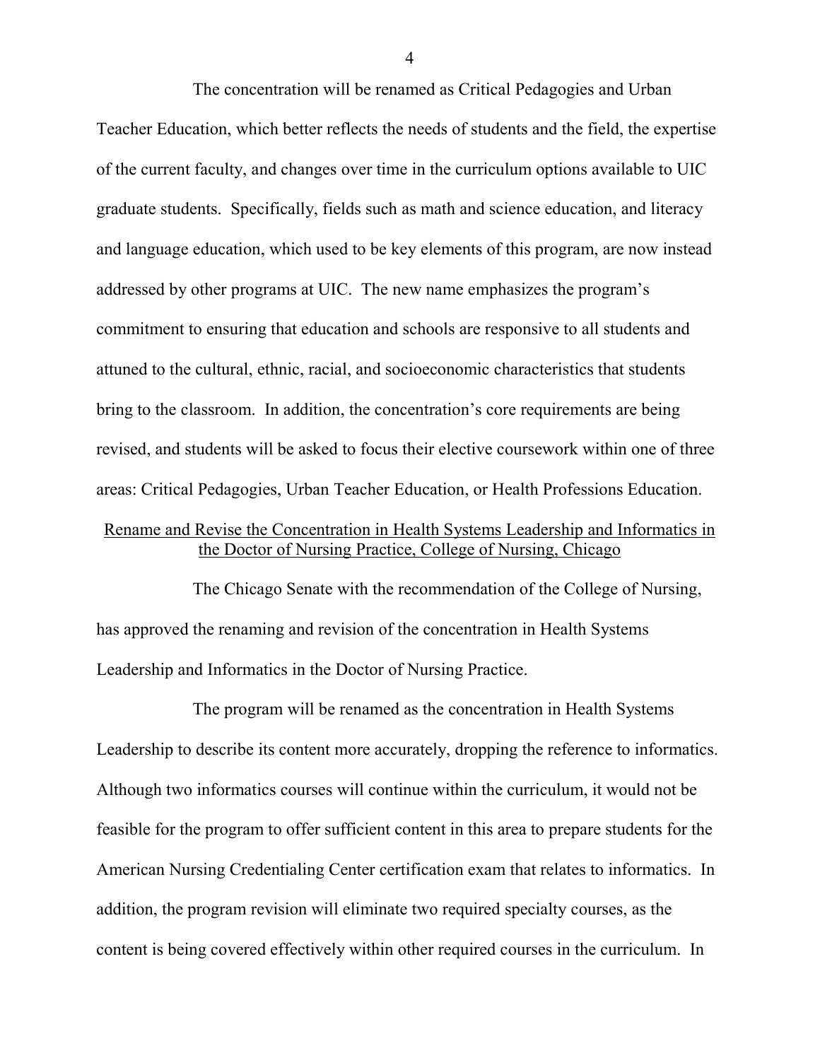The concentration will be renamed as Critical Pedagogies and Urban Teacher Education, which better reflects the needs of students and the field, the expertise of the current faculty, and changes over time in the curriculum options available to UIC graduate students. Specifically, fields such as math and science education, and literacy and language education, which used to be key elements of this program, are now instead addressed by other programs at UIC. The new name emphasizes the program's commitment to ensuring that education and schools are responsive to all students and attuned to the cultural, ethnic, racial, and socioeconomic characteristics that students bring to the classroom. In addition, the concentration's core requirements are being revised, and students will be asked to focus their elective coursework within one of three areas: Critical Pedagogies, Urban Teacher Education, or Health Professions Education.

<u>Rename and Revise the Concentration in Health Systems Leadership and Informatics in the Doctor of Nursing Practice, College of Nursing, Chicago</u>

The Chicago Senate with the recommendation of the College of Nursing, has approved the renaming and revision of the concentration in Health Systems Leadership and Informatics in the Doctor of Nursing Practice.

The program will be renamed as the concentration in Health Systems Leadership to describe its content more accurately, dropping the reference to informatics. Although two informatics courses will continue within the curriculum, it would not be feasible for the program to offer sufficient content in this area to prepare students for the American Nursing Credentialing Center certification exam that relates to informatics. In addition, the program revision will eliminate two required specialty courses, as the content is being covered effectively within other required courses in the curriculum. In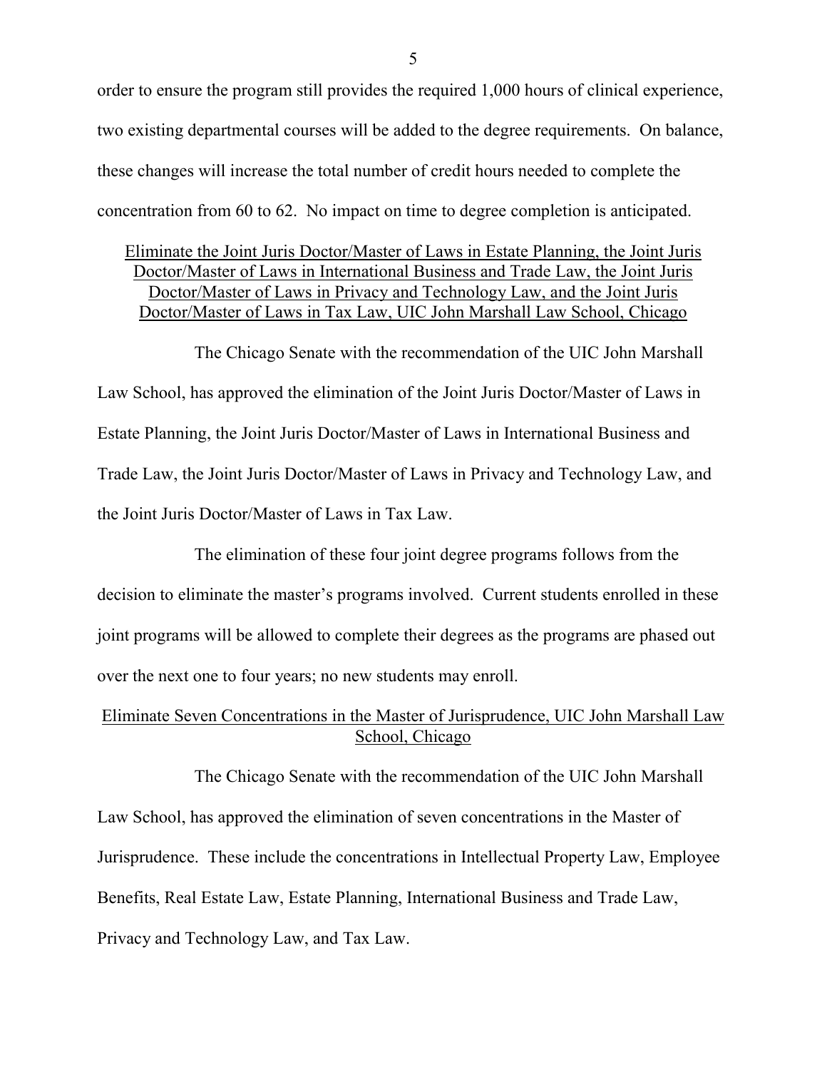order to ensure the program still provides the required 1,000 hours of clinical experience, two existing departmental courses will be added to the degree requirements. On balance, these changes will increase the total number of credit hours needed to complete the concentration from 60 to 62. No impact on time to degree completion is anticipated.

<u>Eliminate the Joint Juris Doctor/Master of Laws in Estate Planning, the Joint Juris Doctor/Master of Laws in International Business and Trade Law, the Joint Juris Doctor/Master of Laws in Privacy and Technology Law, and the Joint Juris Doctor/Master of Laws in Tax Law, UIC John Marshall Law School, Chicago</u>

The Chicago Senate with the recommendation of the UIC John Marshall Law School, has approved the elimination of the Joint Juris Doctor/Master of Laws in Estate Planning, the Joint Juris Doctor/Master of Laws in International Business and Trade Law, the Joint Juris Doctor/Master of Laws in Privacy and Technology Law, and the Joint Juris Doctor/Master of Laws in Tax Law.

The elimination of these four joint degree programs follows from the decision to eliminate the master's programs involved. Current students enrolled in these joint programs will be allowed to complete their degrees as the programs are phased out over the next one to four years; no new students may enroll.

<u>Eliminate Seven Concentrations in the Master of Jurisprudence, UIC John Marshall Law School, Chicago</u>

The Chicago Senate with the recommendation of the UIC John Marshall Law School, has approved the elimination of seven concentrations in the Master of Jurisprudence. These include the concentrations in Intellectual Property Law, Employee Benefits, Real Estate Law, Estate Planning, International Business and Trade Law, Privacy and Technology Law, and Tax Law.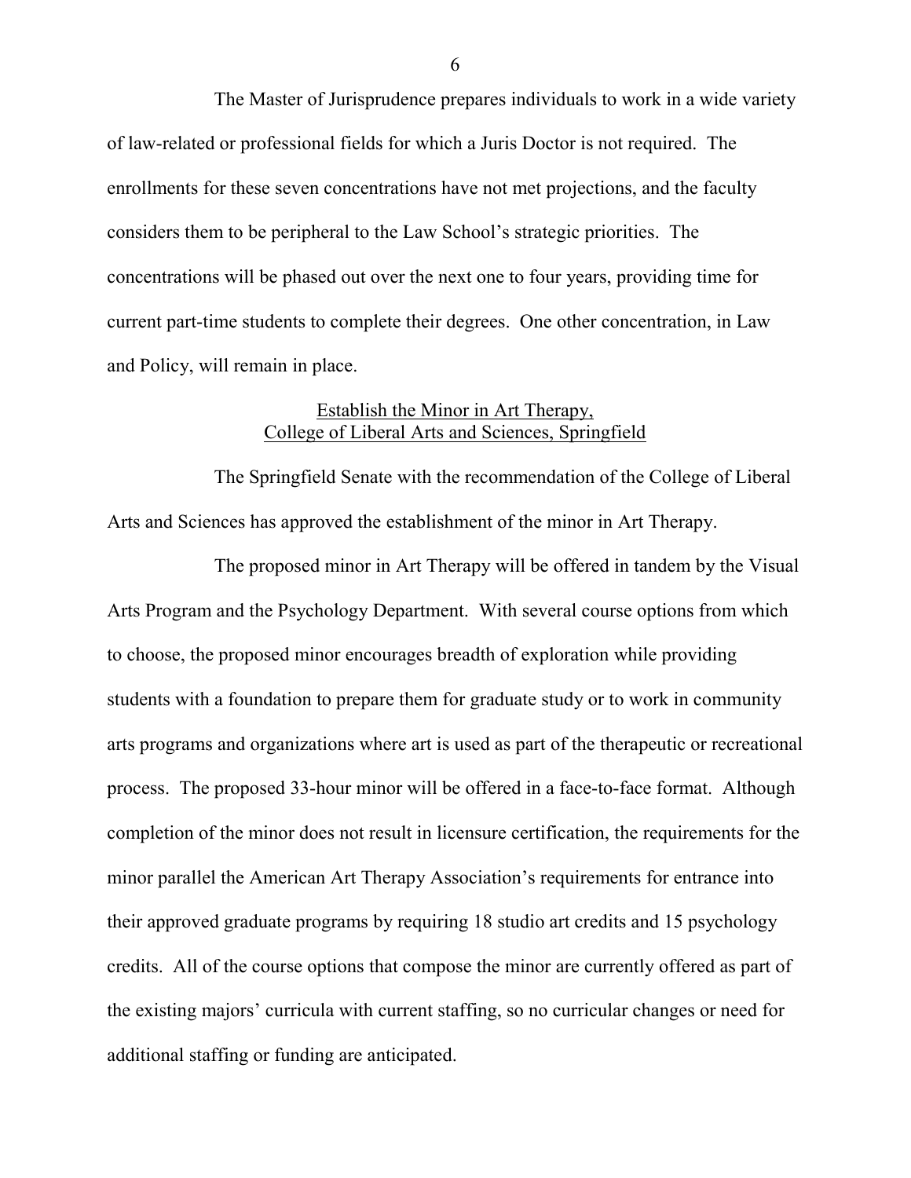The Master of Jurisprudence prepares individuals to work in a wide variety of law-related or professional fields for which a Juris Doctor is not required. The enrollments for these seven concentrations have not met projections, and the faculty considers them to be peripheral to the Law School's strategic priorities. The concentrations will be phased out over the next one to four years, providing time for current part-time students to complete their degrees. One other concentration, in Law and Policy, will remain in place.

## Establish the Minor in Art Therapy, College of Liberal Arts and Sciences, Springfield

The Springfield Senate with the recommendation of the College of Liberal Arts and Sciences has approved the establishment of the minor in Art Therapy.

The proposed minor in Art Therapy will be offered in tandem by the Visual Arts Program and the Psychology Department. With several course options from which to choose, the proposed minor encourages breadth of exploration while providing students with a foundation to prepare them for graduate study or to work in community arts programs and organizations where art is used as part of the therapeutic or recreational process. The proposed 33-hour minor will be offered in a face-to-face format. Although completion of the minor does not result in licensure certification, the requirements for the minor parallel the American Art Therapy Association's requirements for entrance into their approved graduate programs by requiring 18 studio art credits and 15 psychology credits. All of the course options that compose the minor are currently offered as part of the existing majors' curricula with current staffing, so no curricular changes or need for additional staffing or funding are anticipated.